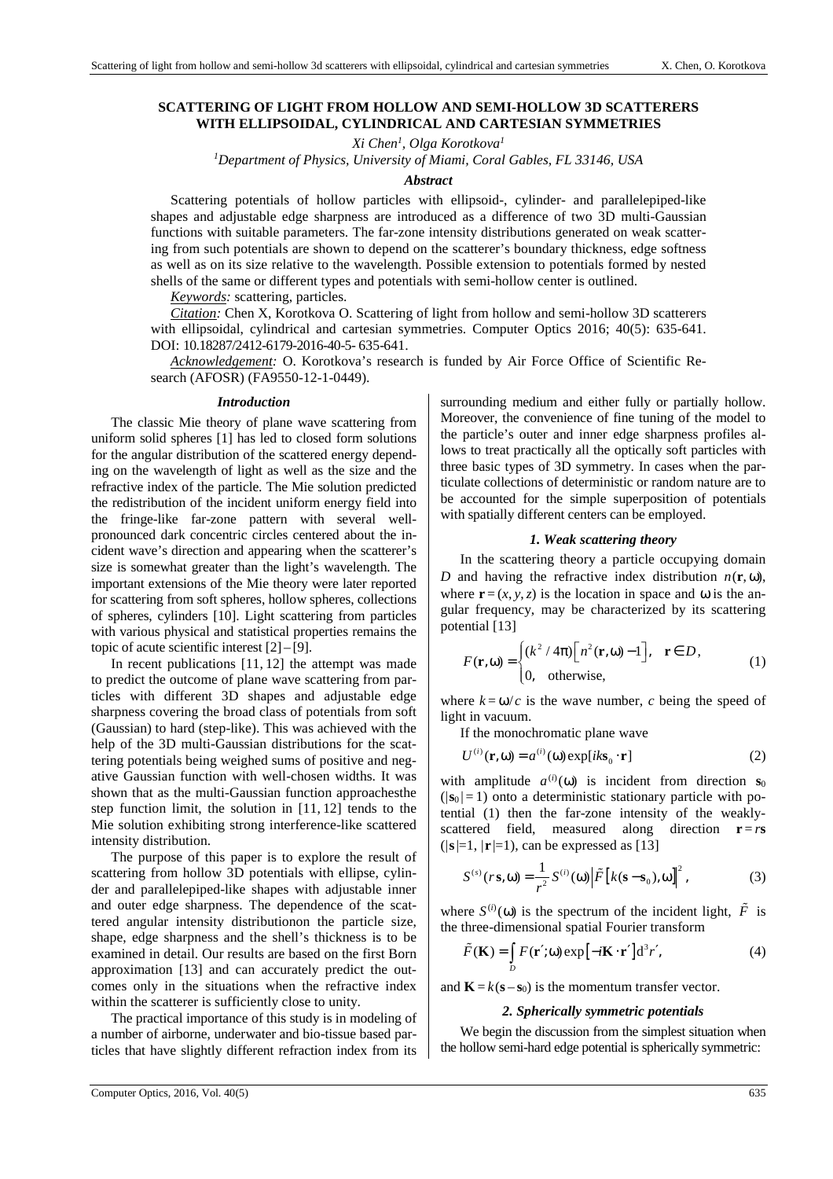# SCATTERING OF LIGHT FROM HOLLOW AND SEMI-HOLLOW 3D SCATTERERS WITH ELLIPSOIDAL, CYLINDRICAL AND CARTESIAN SYMMETRIES

*Xi Chen*[1], *Olga Korotkova*[1]

[1]*Department of Physics, University of Miami, Coral Gables, FL 33146, USA*

### *Abstract*

Scattering potentials of hollow particles with ellipsoid-, cylinder- and parallelepiped-like shapes and adjustable edge sharpness are introduced as a difference of two 3D multi-Gaussian functions with suitable parameters. The far-zone intensity distributions generated on weak scattering from such potentials are shown to depend on the scatterer's boundary thickness, edge softness as well as on its size relative to the wavelength. Possible extension to potentials formed by nested shells of the same or different types and potentials with semi-hollow center is outlined.

*Keywords:* scattering, particles.

*Citation:* Chen X, Korotkova O. Scattering of light from hollow and semi-hollow 3D scatterers with ellipsoidal, cylindrical and cartesian symmetries. Computer Optics 2016; 40(5): 635-641. DOI: 10.18287/2412-6179-2016-40-5- 635-641.

*Acknowledgement:* O. Korotkova's research is funded by Air Force Office of Scientific Research (AFOSR) (FA9550-12-1-0449).

### *Introduction*

The classic Mie theory of plane wave scattering from uniform solid spheres [1] has led to closed form solutions for the angular distribution of the scattered energy depending on the wavelength of light as well as the size and the refractive index of the particle. The Mie solution predicted the redistribution of the incident uniform energy field into the fringe-like far-zone pattern with several well-pronounced dark concentric circles centered about the incident wave's direction and appearing when the scatterer's size is somewhat greater than the light's wavelength. The important extensions of the Mie theory were later reported for scattering from soft spheres, hollow spheres, collections of spheres, cylinders [10]. Light scattering from particles with various physical and statistical properties remains the topic of acute scientific interest [2] – [9].

In recent publications [11, 12] the attempt was made to predict the outcome of plane wave scattering from particles with different 3D shapes and adjustable edge sharpness covering the broad class of potentials from soft (Gaussian) to hard (step-like). This was achieved with the help of the 3D multi-Gaussian distributions for the scattering potentials being weighed sums of positive and negative Gaussian function with well-chosen widths. It was shown that as the multi-Gaussian function approachesthe step function limit, the solution in [11, 12] tends to the Mie solution exhibiting strong interference-like scattered intensity distribution.

The purpose of this paper is to explore the result of scattering from hollow 3D potentials with ellipse, cylinder and parallelepiped-like shapes with adjustable inner and outer edge sharpness. The dependence of the scattered angular intensity distributionon the particle size, shape, edge sharpness and the shell's thickness is to be examined in detail. Our results are based on the first Born approximation [13] and can accurately predict the outcomes only in the situations when the refractive index within the scatterer is sufficiently close to unity.

The practical importance of this study is in modeling of a number of airborne, underwater and bio-tissue based particles that have slightly different refraction index from its surrounding medium and either fully or partially hollow. Moreover, the convenience of fine tuning of the model to the particle's outer and inner edge sharpness profiles allows to treat practically all the optically soft particles with three basic types of 3D symmetry. In cases when the particulate collections of deterministic or random nature are to be accounted for the simple superposition of potentials with spatially different centers can be employed.

### *1. Weak scattering theory*

In the scattering theory a particle occupying domain $D$ and having the refractive index distribution $n(\mathbf{r}, \omega)$, where $\mathbf{r} = (x, y, z)$ is the location in space and $\omega$ is the angular frequency, may be characterized by its scattering potential [13]

$$F(\mathbf{r},\omega)=\begin{cases}(k^2/4\pi)\left[n^2(\mathbf{r},\omega)-1\right], & \mathbf{r}\in D,\\ 0, & \text{otherwise,}\end{cases} \tag{1}$$

where $k = \omega/c$ is the wave number, $c$ being the speed of light in vacuum.

If the monochromatic plane wave

$$U^{(i)}(\mathbf{r},\omega)=a^{(i)}(\omega)\exp[ik\mathbf{s}_0\cdot\mathbf{r}] \tag{2}$$

with amplitude $a^{(i)}(\omega)$ is incident from direction $\mathbf{s}_0$ ($|\mathbf{s}_0| = 1$) onto a deterministic stationary particle with potential (1) then the far-zone intensity of the weakly-scattered field, measured along direction $\mathbf{r} = r\mathbf{s}$ ($|\mathbf{s}|=1$, $|\mathbf{r}|=1$), can be expressed as [13]

$$S^{(s)}(r\mathbf{s},\omega)=\frac{1}{r^2}S^{(i)}(\omega)\left|\tilde{F}\left[k(\mathbf{s}-\mathbf{s}_0),\omega\right]\right|^2, \tag{3}$$

where $S^{(i)}(\omega)$ is the spectrum of the incident light, $\tilde{F}$ is the three-dimensional spatial Fourier transform

$$\tilde{F}(\mathbf{K})=\int_D F(\mathbf{r}';\omega)\exp\left[-i\mathbf{K}\cdot\mathbf{r}'\right]\mathrm{d}^3r', \tag{4}$$

and $\mathbf{K} = k(\mathbf{s} - \mathbf{s}_0)$ is the momentum transfer vector.

### *2. Spherically symmetric potentials*

We begin the discussion from the simplest situation when the hollow semi-hard edge potential is spherically symmetric: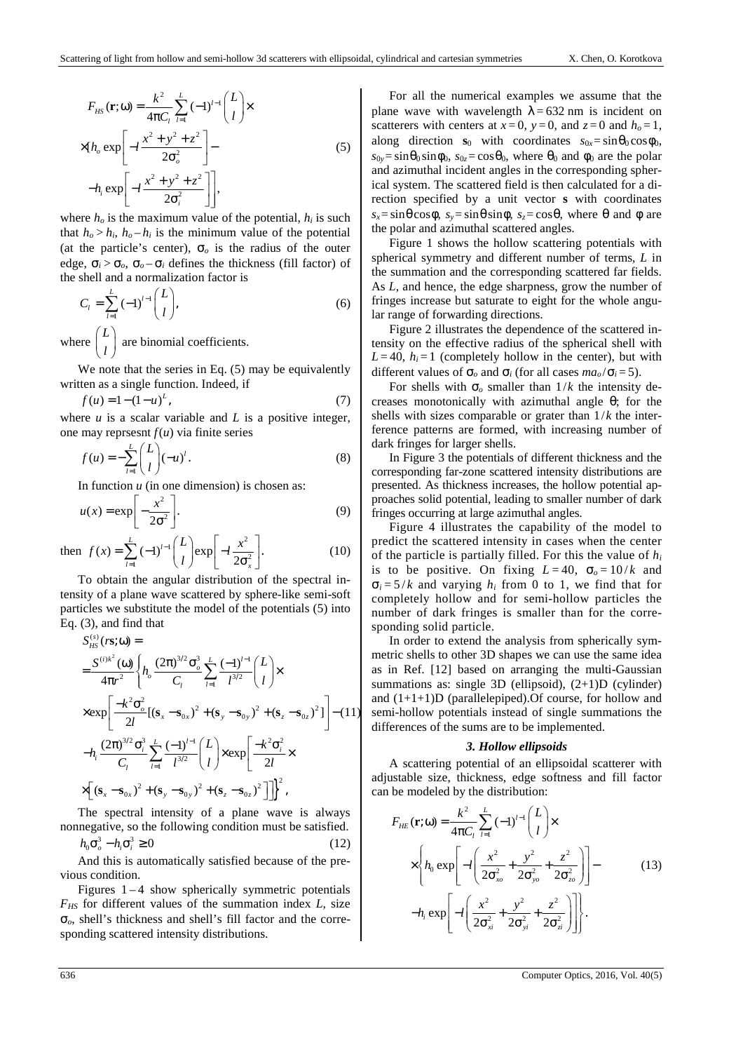$$F_{HS}(\mathbf{r};\omega) = \frac{k^2}{4\pi C_l}\sum_{l=1}^{L}(-1)^{l-1}\binom{L}{l}\times$$
$$\times\left[h_o \exp\left[-l\frac{x^2+y^2+z^2}{2\sigma_o^2}\right] - \right.$$
$$\left. -h_i \exp\left[-l\frac{x^2+y^2+z^2}{2\sigma_i^2}\right]\right], \quad (5)$$

where $h_o$ is the maximum value of the potential, $h_i$ is such that $h_o > h_i$, $h_o - h_i$ is the minimum value of the potential (at the particle's center), $\sigma_o$ is the radius of the outer edge, $\sigma_i > \sigma_o$, $\sigma_o - \sigma_i$ defines the thickness (fill factor) of the shell and a normalization factor is

$$C_l = \sum_{l=1}^{L}(-1)^{l-1}\binom{L}{l}, \quad (6)$$

where $\binom{L}{l}$ are binomial coefficients.

We note that the series in Eq. (5) may be equivalently written as a single function. Indeed, if

$$f(u) = 1-(1-u)^L, \quad (7)$$

where $u$ is a scalar variable and $L$ is a positive integer, one may reprsesnt $f(u)$ via finite series

$$f(u) = -\sum_{l=1}^{L}\binom{L}{l}(-u)^l. \quad (8)$$

In function $u$ (in one dimension) is chosen as:

$$u(x) = \exp\left[-\frac{x^2}{2\sigma^2}\right]. \quad (9)$$

then $f(x) = \sum_{l=1}^{L}(-1)^{l-1}\binom{L}{l}\exp\left[-l\frac{x^2}{2\sigma_x^2}\right]. \quad (10)$

To obtain the angular distribution of the spectral intensity of a plane wave scattered by sphere-like semi-soft particles we substitute the model of the potentials (5) into Eq. (3), and find that

$$S_{HS}^{(s)}(r\mathbf{s};\omega) =$$
$$= \frac{S^{(i)k^2}(\omega)}{4\pi r^2}\left\{h_o\frac{(2\pi)^{3/2}\sigma_o^3}{C_l}\sum_{l=1}^{L}\frac{(-1)^{l-1}}{l^{3/2}}\binom{L}{l}\times\right.$$
$$\times\exp\left[\frac{-k^2\sigma_o^2}{2l}[(\mathbf{s}_x-\mathbf{s}_{0x})^2+(\mathbf{s}_y-\mathbf{s}_{0y})^2+(\mathbf{s}_z-\mathbf{s}_{0z})^2]\right] - \quad (11)$$
$$-h_i\frac{(2\pi)^{3/2}\sigma_i^3}{C_l}\sum_{l=1}^{L}\frac{(-1)^{l-1}}{l^{3/2}}\binom{L}{l}\times\exp\left[\frac{-k^2\sigma_i^2}{2l}\times\right.$$
$$\left.\left.\times\left[(\mathbf{s}_x-\mathbf{s}_{0x})^2+(\mathbf{s}_y-\mathbf{s}_{0y})^2+(\mathbf{s}_z-\mathbf{s}_{0z})^2\right]\right]\right\}^2,$$

The spectral intensity of a plane wave is always nonnegative, so the following condition must be satisfied.

$$h_0\sigma_o^3 - h_i\sigma_i^3 \geq 0 \quad (12)$$

And this is automatically satisfied because of the previous condition.

Figures 1 – 4 show spherically symmetric potentials $F_{HS}$ for different values of the summation index $L$, size $\sigma_o$, shell's thickness and shell's fill factor and the corresponding scattered intensity distributions.

For all the numerical examples we assume that the plane wave with wavelength $\lambda = 632$ nm is incident on scatterers with centers at $x = 0$, $y = 0$, and $z = 0$ and $h_o = 1$, along direction $\mathbf{s}_0$ with coordinates $s_{0x} = \sin\theta_0\cos\phi_0$, $s_{0y} = \sin\theta_0\sin\phi_0$, $s_{0z} = \cos\theta_0$, where $\theta_0$ and $\phi_0$ are the polar and azimuthal incident angles in the corresponding spherical system. The scattered field is then calculated for a direction specified by a unit vector $\mathbf{s}$ with coordinates $s_x = \sin\theta\cos\phi$, $s_y = \sin\theta\sin\phi$, $s_z = \cos\theta$, where $\theta$ and $\phi$ are the polar and azimuthal scattered angles.

Figure 1 shows the hollow scattering potentials with spherical symmetry and different number of terms, $L$ in the summation and the corresponding scattered far fields. As $L$, and hence, the edge sharpness, grow the number of fringes increase but saturate to eight for the whole angular range of forwarding directions.

Figure 2 illustrates the dependence of the scattered intensity on the effective radius of the spherical shell with $L = 40$, $h_i = 1$ (completely hollow in the center), but with different values of $\sigma_o$ and $\sigma_i$ (for all cases $ma_o/\sigma_i = 5$).

For shells with $\sigma_o$ smaller than $1/k$ the intensity decreases monotonically with azimuthal angle $\theta$; for the shells with sizes comparable or grater than $1/k$ the interference patterns are formed, with increasing number of dark fringes for larger shells.

In Figure 3 the potentials of different thickness and the corresponding far-zone scattered intensity distributions are presented. As thickness increases, the hollow potential approaches solid potential, leading to smaller number of dark fringes occurring at large azimuthal angles.

Figure 4 illustrates the capability of the model to predict the scattered intensity in cases when the center of the particle is partially filled. For this the value of $h_i$ is to be positive. On fixing $L = 40$, $\sigma_o = 10/k$ and $\sigma_i = 5/k$ and varying $h_i$ from 0 to 1, we find that for completely hollow and for semi-hollow particles the number of dark fringes is smaller than for the corresponding solid particle.

In order to extend the analysis from spherically symmetric shells to other 3D shapes we can use the same idea as in Ref. [12] based on arranging the multi-Gaussian summations as: single 3D (ellipsoid), (2+1)D (cylinder) and (1+1+1)D (parallelepiped).Of course, for hollow and semi-hollow potentials instead of single summations the differences of the sums are to be implemented.

### *3. Hollow ellipsoids*

A scattering potential of an ellipsoidal scatterer with adjustable size, thickness, edge softness and fill factor can be modeled by the distribution:

$$F_{HE}(\mathbf{r};\omega) = \frac{k^2}{4\pi C_l}\sum_{l=1}^{L}(-1)^{l-1}\binom{L}{l}\times$$
$$\times\left\{h_0\exp\left[-l\left(\frac{x^2}{2\sigma_{xo}^2}+\frac{y^2}{2\sigma_{yo}^2}+\frac{z^2}{2\sigma_{zo}^2}\right)\right] - \right. \quad (13)$$
$$\left. -h_i\exp\left[-l\left(\frac{x^2}{2\sigma_{xi}^2}+\frac{y^2}{2\sigma_{yi}^2}+\frac{z^2}{2\sigma_{zi}^2}\right)\right]\right\}.$$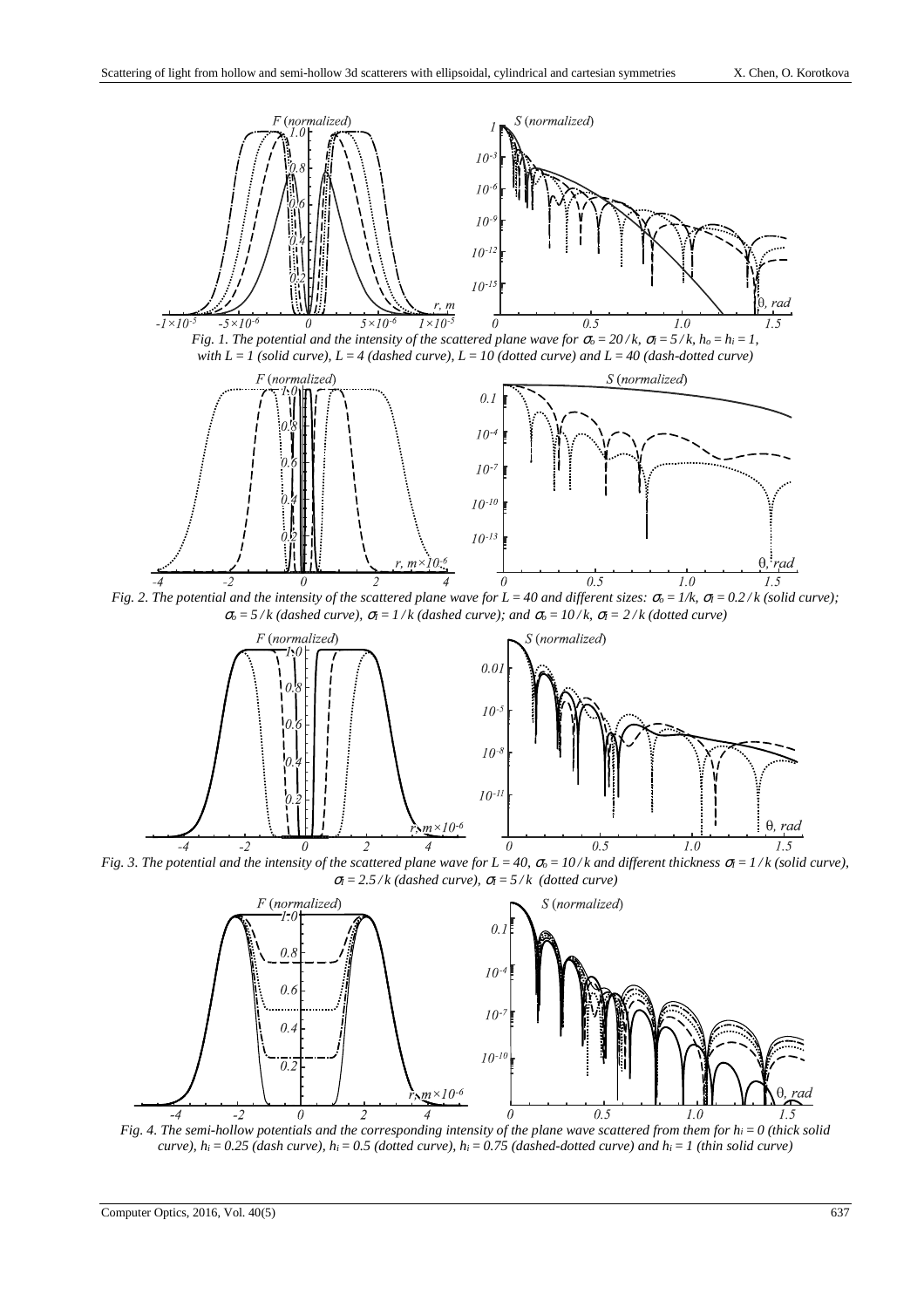*Fig. 1. The potential and the intensity of the scattered plane wave for $\sigma_o = 20 / k$, $\sigma_i = 5 / k$, $h_o = h_i = 1$, with $L = 1$ (solid curve), $L = 4$ (dashed curve), $L = 10$ (dotted curve) and $L = 40$ (dash-dotted curve)*

*Fig. 2. The potential and the intensity of the scattered plane wave for $L = 40$ and different sizes: $\sigma_o = 1/k$, $\sigma_i = 0.2 / k$ (solid curve); $\sigma_o = 5 / k$ (dashed curve), $\sigma_i = 1 / k$ (dashed curve); and $\sigma_o = 10 / k$, $\sigma_i = 2 / k$ (dotted curve)*

*Fig. 3. The potential and the intensity of the scattered plane wave for $L = 40$, $\sigma_o = 10 / k$ and different thickness $\sigma_i = 1 / k$ (solid curve), $\sigma_i = 2.5 / k$ (dashed curve), $\sigma_i = 5 / k$ (dotted curve)*

*Fig. 4. The semi-hollow potentials and the corresponding intensity of the plane wave scattered from them for $h_i = 0$ (thick solid curve), $h_i = 0.25$ (dash curve), $h_i = 0.5$ (dotted curve), $h_i = 0.75$ (dashed-dotted curve) and $h_i = 1$ (thin solid curve)*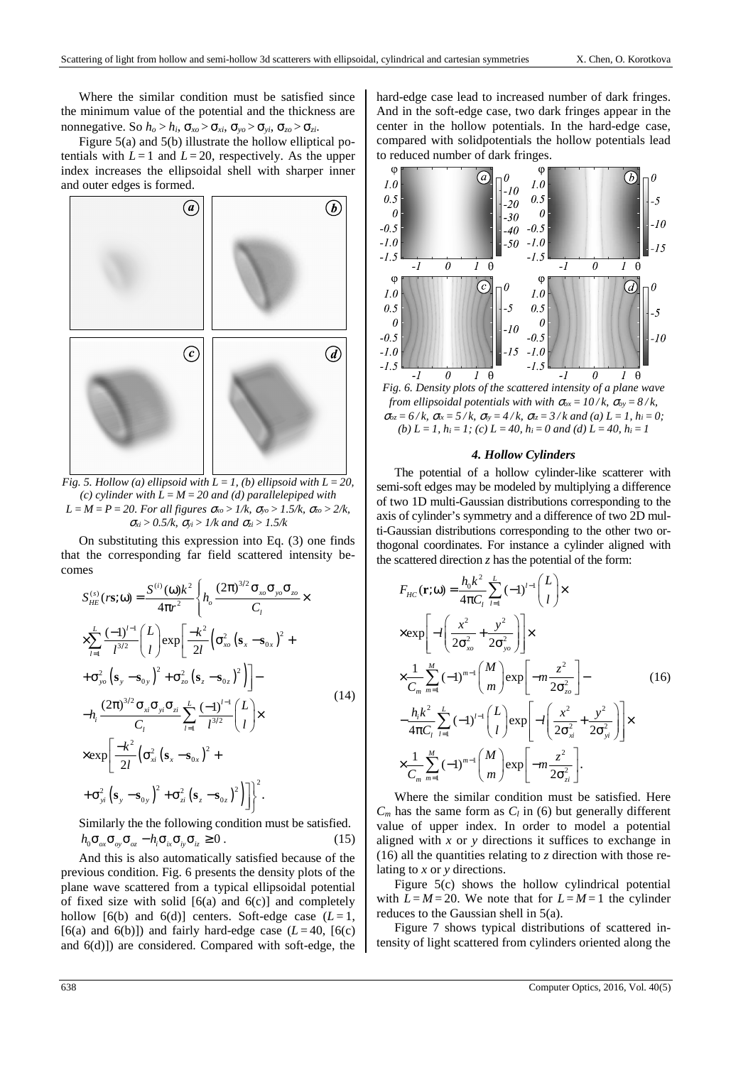Where the similar condition must be satisfied since the minimum value of the potential and the thickness are nonnegative. So $h_o > h_i$, $\sigma_{xo} > \sigma_{xi}$, $\sigma_{yo} > \sigma_{yi}$, $\sigma_{zo} > \sigma_{zi}$.

Figure 5(a) and 5(b) illustrate the hollow elliptical potentials with $L = 1$ and $L = 20$, respectively. As the upper index increases the ellipsoidal shell with sharper inner and outer edges is formed.

*Fig. 5. Hollow (a) ellipsoid with $L = 1$, (b) ellipsoid with $L = 20$, (c) cylinder with $L = M = 20$ and (d) parallelepiped with $L = M = P = 20$. For all figures $\sigma_{xo} > 1/k$, $\sigma_{yo} > 1.5/k$, $\sigma_{zo} > 2/k$, $\sigma_{xi} > 0.5/k$, $\sigma_{yi} > 1/k$ and $\sigma_{zi} > 1.5/k$*

On substituting this expression into Eq. (3) one finds that the corresponding far field scattered intensity becomes

$$
\begin{aligned}
S_{HE}^{(s)}(r\mathbf{s};\omega) &= \frac{S^{(i)}(\omega)k^2}{4\pi r^2}\left\{h_o\frac{(2\pi)^{3/2}\sigma_{xo}\sigma_{yo}\sigma_{zo}}{C_l}\times\right.\\
&\times\sum_{l=1}^{L}\frac{(-1)^{l-1}}{l^{3/2}}\binom{L}{l}\exp\left[\frac{-k^2}{2l}\left(\sigma_{xo}^2\left(\mathbf{s}_x-\mathbf{s}_{0x}\right)^2+\right.\right.\\
&\left.\left.+\sigma_{yo}^2\left(\mathbf{s}_y-\mathbf{s}_{0y}\right)^2+\sigma_{zo}^2\left(\mathbf{s}_z-\mathbf{s}_{0z}\right)^2\right)\right]-\\
&-h_i\frac{(2\pi)^{3/2}\sigma_{xi}\sigma_{yi}\sigma_{zi}}{C_l}\sum_{l=1}^{L}\frac{(-1)^{l-1}}{l^{3/2}}\binom{L}{l}\times\\
&\times\exp\left[\frac{-k^2}{2l}\left(\sigma_{xi}^2\left(\mathbf{s}_x-\mathbf{s}_{0x}\right)^2+\right.\right.\\
&\left.\left.\left.+\sigma_{yi}^2\left(\mathbf{s}_y-\mathbf{s}_{0y}\right)^2+\sigma_{zi}^2\left(\mathbf{s}_z-\mathbf{s}_{0z}\right)^2\right)\right]\right\}^2.
\end{aligned}
\tag{14}
$$

Similarly the the following condition must be satisfied.

$$h_0\sigma_{ox}\sigma_{oy}\sigma_{oz}-h_i\sigma_{ix}\sigma_{iy}\sigma_{iz}\geq 0\,. \tag{15}$$

And this is also automatically satisfied because of the previous condition. Fig. 6 presents the density plots of the plane wave scattered from a typical ellipsoidal potential of fixed size with solid [6(a) and 6(c)] and completely hollow [6(b) and 6(d)] centers. Soft-edge case ($L = 1$, [6(a) and 6(b)]) and fairly hard-edge case ($L = 40$, [6(c) and 6(d)]) are considered. Compared with soft-edge, the hard-edge case lead to increased number of dark fringes. And in the soft-edge case, two dark fringes appear in the center in the hollow potentials. In the hard-edge case, compared with solidpotentials the hollow potentials lead to reduced number of dark fringes.

*Fig. 6. Density plots of the scattered intensity of a plane wave from ellipsoidal potentials with with $\sigma_{ox} = 10/k$, $\sigma_{oy} = 8/k$, $\sigma_{oz} = 6/k$, $\sigma_{ix} = 5/k$, $\sigma_{iy} = 4/k$, $\sigma_{iz} = 3/k$ and (a) $L = 1$, $h_i = 0$; (b) $L = 1$, $h_i = 1$; (c) $L = 40$, $h_i = 0$ and (d) $L = 40$, $h_i = 1$*

#### 4. Hollow Cylinders

The potential of a hollow cylinder-like scatterer with semi-soft edges may be modeled by multiplying a difference of two 1D multi-Gaussian distributions corresponding to the axis of cylinder's symmetry and a difference of two 2D multi-Gaussian distributions corresponding to the other two orthogonal coordinates. For instance a cylinder aligned with the scattered direction $z$ has the potential of the form:

$$
\begin{aligned}
F_{HC}(\mathbf{r};\omega) &= \frac{h_0k^2}{4\pi C_l}\sum_{l=1}^{L}(-1)^{l-1}\binom{L}{l}\times\\
&\times\exp\left[-l\left(\frac{x^2}{2\sigma_{xo}^2}+\frac{y^2}{2\sigma_{yo}^2}\right)\right]\times\\
&\times\frac{1}{C_m}\sum_{m=1}^{M}(-1)^{m-1}\binom{M}{m}\exp\left[-m\frac{z^2}{2\sigma_{zo}^2}\right]-\\
&-\frac{h_ik^2}{4\pi C_l}\sum_{l=1}^{L}(-1)^{l-1}\binom{L}{l}\exp\left[-l\left(\frac{x^2}{2\sigma_{xi}^2}+\frac{y^2}{2\sigma_{yi}^2}\right)\right]\times\\
&\times\frac{1}{C_m}\sum_{m=1}^{M}(-1)^{m-1}\binom{M}{m}\exp\left[-m\frac{z^2}{2\sigma_{zi}^2}\right].
\end{aligned}
\tag{16}
$$

Where the similar condition must be satisfied. Here $C_m$ has the same form as $C_l$ in (6) but generally different value of upper index. In order to model a potential aligned with $x$ or $y$ directions it suffices to exchange in (16) all the quantities relating to $z$ direction with those relating to $x$ or $y$ directions.

Figure 5(c) shows the hollow cylindrical potential with $L = M = 20$. We note that for $L = M = 1$ the cylinder reduces to the Gaussian shell in 5(a).

Figure 7 shows typical distributions of scattered intensity of light scattered from cylinders oriented along the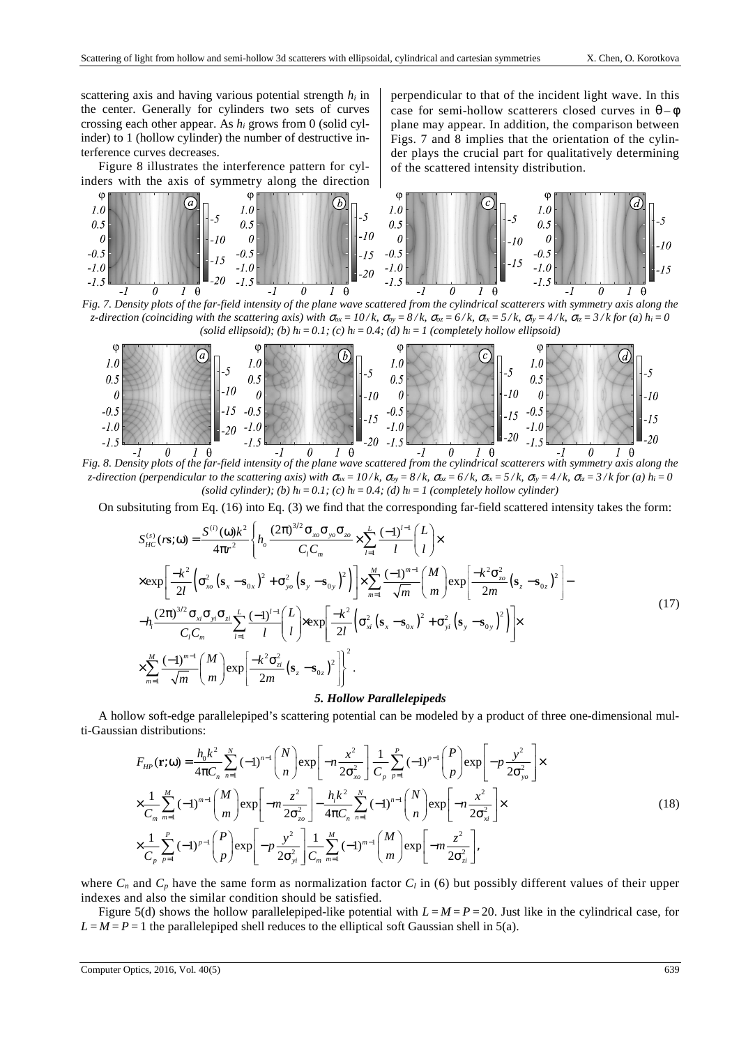scattering axis and having various potential strength $h_i$ in the center. Generally for cylinders two sets of curves crossing each other appear. As $h_i$ grows from 0 (solid cylinder) to 1 (hollow cylinder) the number of destructive interference curves decreases.

Figure 8 illustrates the interference pattern for cylinders with the axis of symmetry along the direction perpendicular to that of the incident light wave. In this case for semi-hollow scatterers closed curves in $\theta-\phi$ plane may appear. In addition, the comparison between Figs. 7 and 8 implies that the orientation of the cylinder plays the crucial part for qualitatively determining of the scattered intensity distribution.

*Fig. 7. Density plots of the far-field intensity of the plane wave scattered from the cylindrical scatterers with symmetry axis along the z-direction (coinciding with the scattering axis) with $\sigma_{ox} = 10/k$, $\sigma_{oy} = 8/k$, $\sigma_{oz} = 6/k$, $\sigma_{ix} = 5/k$, $\sigma_{iy} = 4/k$, $\sigma_{iz} = 3/k$ for (a) $h_i = 0$ (solid ellipsoid); (b) $h_i = 0.1$; (c) $h_i = 0.4$; (d) $h_i = 1$ (completely hollow ellipsoid)*

*Fig. 8. Density plots of the far-field intensity of the plane wave scattered from the cylindrical scatterers with symmetry axis along the z-direction (perpendicular to the scattering axis) with $\sigma_{ox} = 10/k$, $\sigma_{oy} = 8/k$, $\sigma_{oz} = 6/k$, $\sigma_{ix} = 5/k$, $\sigma_{iy} = 4/k$, $\sigma_{iz} = 3/k$ for (a) $h_i = 0$ (solid cylinder); (b) $h_i = 0.1$; (c) $h_i = 0.4$; (d) $h_i = 1$ (completely hollow cylinder)*

On subsituting from Eq. (16) into Eq. (3) we find that the corresponding far-field scattered intensity takes the form:

$$
\begin{aligned}
S_{HC}^{(s)}(r\mathbf{s};\omega) &= \frac{S^{(i)}(\omega)k^2}{4\pi r^2}\left\{ h_o \frac{(2\pi)^{3/2}\sigma_{xo}\sigma_{yo}\sigma_{zo}}{C_l C_m} \times \sum_{l=1}^{L} \frac{(-1)^{l-1}}{l}\binom{L}{l} \times \right. \\
&\times \exp\left[\frac{-k^2}{2l}\left(\sigma_{xo}^2\left(\mathbf{s}_x - \mathbf{s}_{0x}\right)^2 + \sigma_{yo}^2\left(\mathbf{s}_y - \mathbf{s}_{0y}\right)^2\right)\right] \times \sum_{m=1}^{M} \frac{(-1)^{m-1}}{\sqrt{m}}\binom{M}{m} \exp\left[\frac{-k^2\sigma_{zo}^2}{2m}\left(\mathbf{s}_z - \mathbf{s}_{0z}\right)^2\right] - \\
&- h_i \frac{(2\pi)^{3/2}\sigma_{xi}\sigma_{yi}\sigma_{zi}}{C_l C_m} \sum_{l=1}^{L} \frac{(-1)^{l-1}}{l}\binom{L}{l} \times \exp\left[\frac{-k^2}{2l}\left(\sigma_{xi}^2\left(\mathbf{s}_x - \mathbf{s}_{0x}\right)^2 + \sigma_{yi}^2\left(\mathbf{s}_y - \mathbf{s}_{0y}\right)^2\right)\right] \times \\
&\left. \times \sum_{m=1}^{M} \frac{(-1)^{m-1}}{\sqrt{m}}\binom{M}{m} \exp\left[\frac{-k^2\sigma_{zi}^2}{2m}\left(\mathbf{s}_z - \mathbf{s}_{0z}\right)^2\right] \right\}^2.
\end{aligned} \tag{17}
$$

### *5. Hollow Parallelepipeds*

A hollow soft-edge parallelepiped's scattering potential can be modeled by a product of three one-dimensional multi-Gaussian distributions:

$$
\begin{aligned}
F_{HP}(\mathbf{r};\omega) &= \frac{h_0 k^2}{4\pi C_n} \sum_{n=1}^{N} (-1)^{n-1}\binom{N}{n} \exp\left[-n\frac{x^2}{2\sigma_{xo}^2}\right] \frac{1}{C_p}\sum_{p=1}^{P}(-1)^{p-1}\binom{P}{p}\exp\left[-p\frac{y^2}{2\sigma_{yo}^2}\right] \times \\
&\times \frac{1}{C_m}\sum_{m=1}^{M}(-1)^{m-1}\binom{M}{m}\exp\left[-m\frac{z^2}{2\sigma_{zo}^2}\right] - \frac{h_i k^2}{4\pi C_n}\sum_{n=1}^{N}(-1)^{n-1}\binom{N}{n}\exp\left[-n\frac{x^2}{2\sigma_{xi}^2}\right] \times \\
&\times \frac{1}{C_p}\sum_{p=1}^{P}(-1)^{p-1}\binom{P}{p}\exp\left[-p\frac{y^2}{2\sigma_{yi}^2}\right]\frac{1}{C_m}\sum_{m=1}^{M}(-1)^{m-1}\binom{M}{m}\exp\left[-m\frac{z^2}{2\sigma_{zi}^2}\right],
\end{aligned} \tag{18}
$$

where $C_n$ and $C_p$ have the same form as normalization factor $C_l$ in (6) but possibly different values of their upper indexes and also the similar condition should be satisfied.

Figure 5(d) shows the hollow parallelepiped-like potential with $L = M = P = 20$. Just like in the cylindrical case, for $L = M = P = 1$ the parallelepiped shell reduces to the elliptical soft Gaussian shell in 5(a).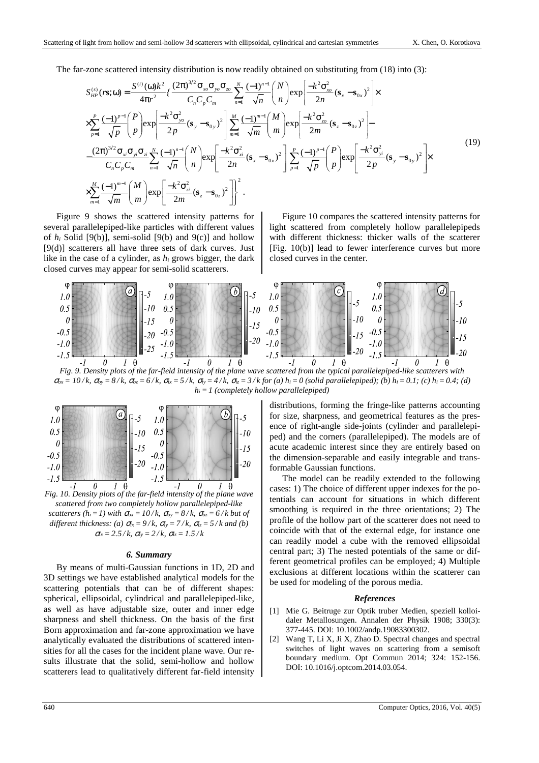The far-zone scattered intensity distribution is now readily obtained on substituting from (18) into (3):

$$
\begin{aligned}
S_{HP}^{(s)}(r\mathbf{s};\omega) = &\frac{S^{(i)}(\omega)k^2}{4\pi r^2}\Bigg\{\frac{(2\pi)^{3/2}\sigma_{xo}\sigma_{yo}\sigma_{zo}}{C_n C_p C_m}\sum_{n=1}^{N}\frac{(-1)^{n-1}}{\sqrt{n}}\binom{N}{n}\exp\left[\frac{-k^2\sigma_{xo}^2}{2n}(\mathbf{s}_x-\mathbf{s}_{0x})^2\right]\times \\
&\times\sum_{p=1}^{P}\frac{(-1)^{p-1}}{\sqrt{p}}\binom{P}{p}\exp\left[\frac{-k^2\sigma_{yo}^2}{2p}(\mathbf{s}_y-\mathbf{s}_{0y})^2\right]\sum_{m=1}^{M}\frac{(-1)^{m-1}}{\sqrt{m}}\binom{M}{m}\exp\left[\frac{-k^2\sigma_{zo}^2}{2m}(\mathbf{s}_z-\mathbf{s}_{0z})^2\right]- \\
&-\frac{(2\pi)^{3/2}\sigma_{xi}\sigma_{yi}\sigma_{zi}}{C_n C_p C_m}\sum_{n=1}^{N}\frac{(-1)^{n-1}}{\sqrt{n}}\binom{N}{n}\exp\left[\frac{-k^2\sigma_{xi}^2}{2n}(\mathbf{s}_x-\mathbf{s}_{0x})^2\right]\sum_{p=1}^{P}\frac{(-1)^{p-1}}{\sqrt{p}}\binom{P}{p}\exp\left[\frac{-k^2\sigma_{yi}^2}{2p}(\mathbf{s}_y-\mathbf{s}_{0y})^2\right]\times \\
&\times\sum_{m=1}^{M}\frac{(-1)^{m-1}}{\sqrt{m}}\binom{M}{m}\exp\left[\frac{-k^2\sigma_{zi}^2}{2m}(\mathbf{s}_z-\mathbf{s}_{0z})^2\right]\Bigg\}^2 .
\end{aligned}
\tag{19}
$$

Figure 9 shows the scattered intensity patterns for several parallelepiped-like particles with different values of $h_i$ Solid [9(b)], semi-solid [9(b) and 9(c)] and hollow [9(d)] scatterers all have three sets of dark curves. Just like in the case of a cylinder, as $h_i$ grows bigger, the dark closed curves may appear for semi-solid scatterers.

Figure 10 compares the scattered intensity patterns for light scattered from completely hollow parallelepipeds with different thickness: thicker walls of the scatterer [Fig. 10(b)] lead to fewer interference curves but more closed curves in the center.

*Fig. 9. Density plots of the far-field intensity of the plane wave scattered from the typical parallelepiped-like scatterers with $\sigma_{ox} = 10/k$, $\sigma_{oy} = 8/k$, $\sigma_{oz} = 6/k$, $\sigma_{ix} = 5/k$, $\sigma_{iy} = 4/k$, $\sigma_{iz} = 3/k$ for (a) $h_i = 0$ (solid parallelepiped); (b) $h_i = 0.1$; (c) $h_i = 0.4$; (d) $h_i = 1$ (completely hollow parallelepiped)*

*Fig. 10. Density plots of the far-field intensity of the plane wave scattered from two completely hollow parallelepiped-like scatterers ($h_i = 1$) with $\sigma_{ox} = 10/k$, $\sigma_{oy} = 8/k$, $\sigma_{oz} = 6/k$ but of different thickness: (a) $\sigma_{ix} = 9/k$, $\sigma_{iy} = 7/k$, $\sigma_{iz} = 5/k$ and (b) $\sigma_{ix} = 2.5/k$, $\sigma_{iy} = 2/k$, $\sigma_{iz} = 1.5/k$*

## 6. Summary

By means of multi-Gaussian functions in 1D, 2D and 3D settings we have established analytical models for the scattering potentials that can be of different shapes: spherical, ellipsoidal, cylindrical and parallelepiped-like, as well as have adjustable size, outer and inner edge sharpness and shell thickness. On the basis of the first Born approximation and far-zone approximation we have analytically evaluated the distributions of scattered intensities for all the cases for the incident plane wave. Our results illustrate that the solid, semi-hollow and hollow scatterers lead to qualitatively different far-field intensity distributions, forming the fringe-like patterns accounting for size, sharpness, and geometrical features as the presence of right-angle side-joints (cylinder and parallelepiped) and the corners (parallelepiped). The models are of acute academic interest since they are entirely based on the dimension-separable and easily integrable and transformable Gaussian functions.

The model can be readily extended to the following cases: 1) The choice of different upper indexes for the potentials can account for situations in which different smoothing is required in the three orientations; 2) The profile of the hollow part of the scatterer does not need to coincide with that of the external edge, for instance one can readily model a cube with the removed ellipsoidal central part; 3) The nested potentials of the same or different geometrical profiles can be employed; 4) Multiple exclusions at different locations within the scatterer can be used for modeling of the porous media.

## References

[1] Mie G. Beitruge zur Optik truber Medien, speziell kolloidaler Metallosungen. Annalen der Physik 1908; 330(3): 377-445. DOI: 10.1002/andp.19083300302.

[2] Wang T, Li X, Ji X, Zhao D. Spectral changes and spectral switches of light waves on scattering from a semisoft boundary medium. Opt Commun 2014; 324: 152-156. DOI: 10.1016/j.optcom.2014.03.054.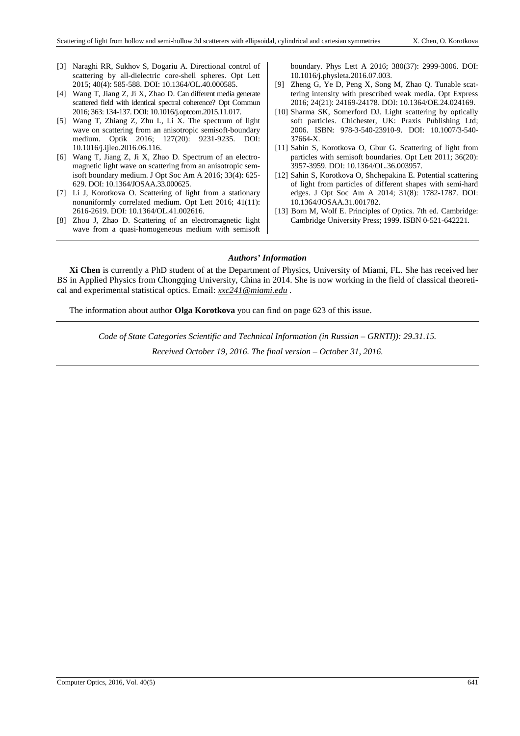[3] Naraghi RR, Sukhov S, Dogariu A. Directional control of scattering by all-dielectric core-shell spheres. Opt Lett 2015; 40(4): 585-588. DOI: 10.1364/OL.40.000585.

[4] Wang T, Jiang Z, Ji X, Zhao D. Can different media generate scattered field with identical spectral coherence? Opt Commun 2016; 363: 134-137. DOI: 10.1016/j.optcom.2015.11.017.

[5] Wang T, Zhiang Z, Zhu L, Li X. The spectrum of light wave on scattering from an anisotropic semisoft-boundary medium. Optik 2016; 127(20): 9231-9235. DOI: 10.1016/j.ijleo.2016.06.116.

[6] Wang T, Jiang Z, Ji X, Zhao D. Spectrum of an electromagnetic light wave on scattering from an anisotropic semisoft boundary medium. J Opt Soc Am A 2016; 33(4): 625-629. DOI: 10.1364/JOSAA.33.000625.

[7] Li J, Korotkova O. Scattering of light from a stationary nonuniformly correlated medium. Opt Lett 2016; 41(11): 2616-2619. DOI: 10.1364/OL.41.002616.

[8] Zhou J, Zhao D. Scattering of an electromagnetic light wave from a quasi-homogeneous medium with semisoft boundary. Phys Lett A 2016; 380(37): 2999-3006. DOI: 10.1016/j.physleta.2016.07.003.

[9] Zheng G, Ye D, Peng X, Song M, Zhao Q. Tunable scattering intensity with prescribed weak media. Opt Express 2016; 24(21): 24169-24178. DOI: 10.1364/OE.24.024169.

[10] Sharma SK, Somerford DJ. Light scattering by optically soft particles. Chichester, UK: Praxis Publishing Ltd; 2006. ISBN: 978-3-540-23910-9. DOI: 10.1007/3-540-37664-X.

[11] Sahin S, Korotkova O, Gbur G. Scattering of light from particles with semisoft boundaries. Opt Lett 2011; 36(20): 3957-3959. DOI: 10.1364/OL.36.003957.

[12] Sahin S, Korotkova O, Shchepakina E. Potential scattering of light from particles of different shapes with semi-hard edges. J Opt Soc Am A 2014; 31(8): 1782-1787. DOI: 10.1364/JOSAA.31.001782.

[13] Born M, Wolf E. Principles of Optics. 7th ed. Cambridge: Cambridge University Press; 1999. ISBN 0-521-642221.

### *Authors' Information*

**Xi Chen** is currently a PhD student of at the Department of Physics, University of Miami, FL. She has received her BS in Applied Physics from Chongqing University, China in 2014. She is now working in the field of classical theoretical and experimental statistical optics. Email: *xxc241@miami.edu* .

The information about author **Olga Korotkova** you can find on page 623 of this issue.

*Code of State Categories Scientific and Technical Information (in Russian – GRNTI)): 29.31.15.*

*Received October 19, 2016. The final version – October 31, 2016.*